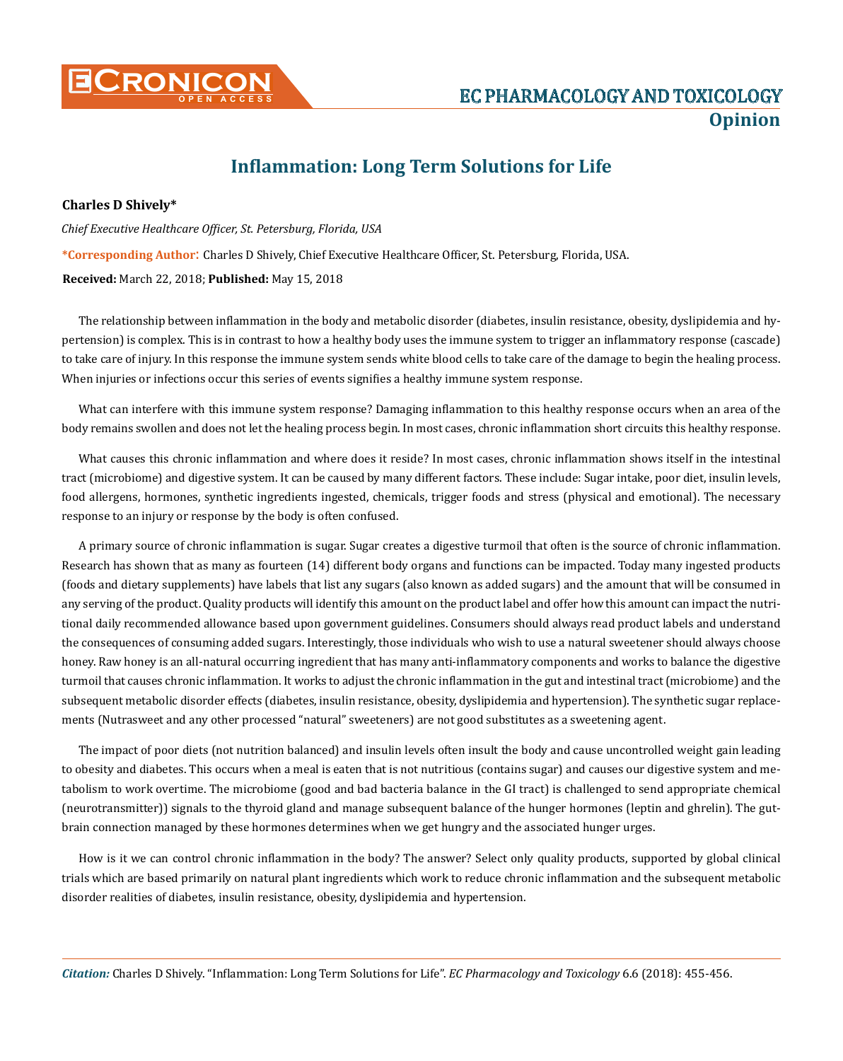# Inflammation: Long Term Solutions for Life

**Charles D Shively***

*Chief Executive Healthcare Officer, St. Petersburg, Florida, USA*

***Corresponding Author**: Charles D Shively, Chief Executive Healthcare Officer, St. Petersburg, Florida, USA.

**Received:** March 22, 2018; **Published:** May 15, 2018

The relationship between inflammation in the body and metabolic disorder (diabetes, insulin resistance, obesity, dyslipidemia and hypertension) is complex. This is in contrast to how a healthy body uses the immune system to trigger an inflammatory response (cascade) to take care of injury. In this response the immune system sends white blood cells to take care of the damage to begin the healing process. When injuries or infections occur this series of events signifies a healthy immune system response.

What can interfere with this immune system response? Damaging inflammation to this healthy response occurs when an area of the body remains swollen and does not let the healing process begin. In most cases, chronic inflammation short circuits this healthy response.

What causes this chronic inflammation and where does it reside? In most cases, chronic inflammation shows itself in the intestinal tract (microbiome) and digestive system. It can be caused by many different factors. These include: Sugar intake, poor diet, insulin levels, food allergens, hormones, synthetic ingredients ingested, chemicals, trigger foods and stress (physical and emotional). The necessary response to an injury or response by the body is often confused.

A primary source of chronic inflammation is sugar. Sugar creates a digestive turmoil that often is the source of chronic inflammation. Research has shown that as many as fourteen (14) different body organs and functions can be impacted. Today many ingested products (foods and dietary supplements) have labels that list any sugars (also known as added sugars) and the amount that will be consumed in any serving of the product. Quality products will identify this amount on the product label and offer how this amount can impact the nutritional daily recommended allowance based upon government guidelines. Consumers should always read product labels and understand the consequences of consuming added sugars. Interestingly, those individuals who wish to use a natural sweetener should always choose honey. Raw honey is an all-natural occurring ingredient that has many anti-inflammatory components and works to balance the digestive turmoil that causes chronic inflammation. It works to adjust the chronic inflammation in the gut and intestinal tract (microbiome) and the subsequent metabolic disorder effects (diabetes, insulin resistance, obesity, dyslipidemia and hypertension). The synthetic sugar replacements (Nutrasweet and any other processed "natural" sweeteners) are not good substitutes as a sweetening agent.

The impact of poor diets (not nutrition balanced) and insulin levels often insult the body and cause uncontrolled weight gain leading to obesity and diabetes. This occurs when a meal is eaten that is not nutritious (contains sugar) and causes our digestive system and metabolism to work overtime. The microbiome (good and bad bacteria balance in the GI tract) is challenged to send appropriate chemical (neurotransmitter)) signals to the thyroid gland and manage subsequent balance of the hunger hormones (leptin and ghrelin). The gut-brain connection managed by these hormones determines when we get hungry and the associated hunger urges.

How is it we can control chronic inflammation in the body? The answer? Select only quality products, supported by global clinical trials which are based primarily on natural plant ingredients which work to reduce chronic inflammation and the subsequent metabolic disorder realities of diabetes, insulin resistance, obesity, dyslipidemia and hypertension.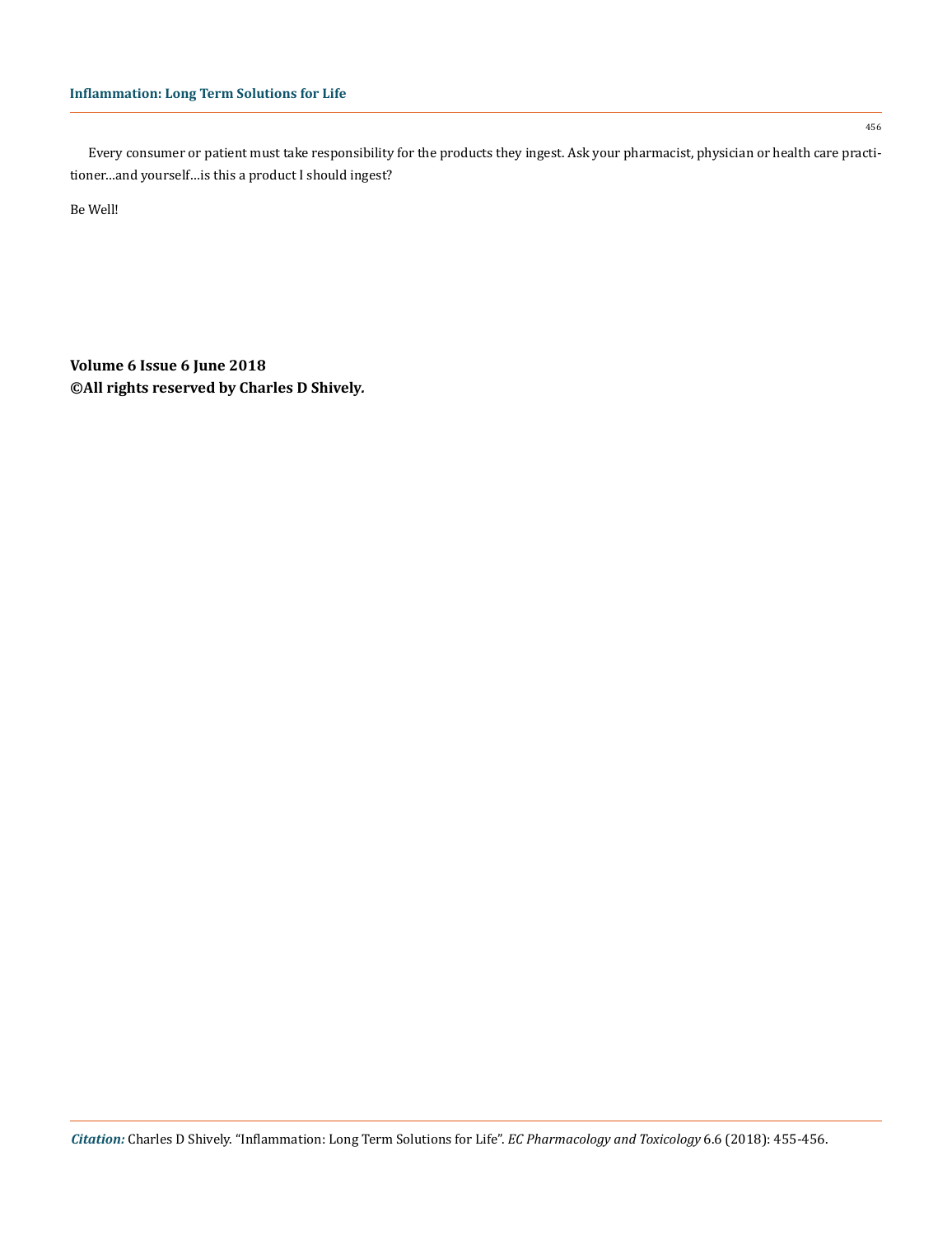Every consumer or patient must take responsibility for the products they ingest. Ask your pharmacist, physician or health care practitioner…and yourself…is this a product I should ingest?

Be Well!

**Volume 6 Issue 6 June 2018**
**©All rights reserved by Charles D Shively.**